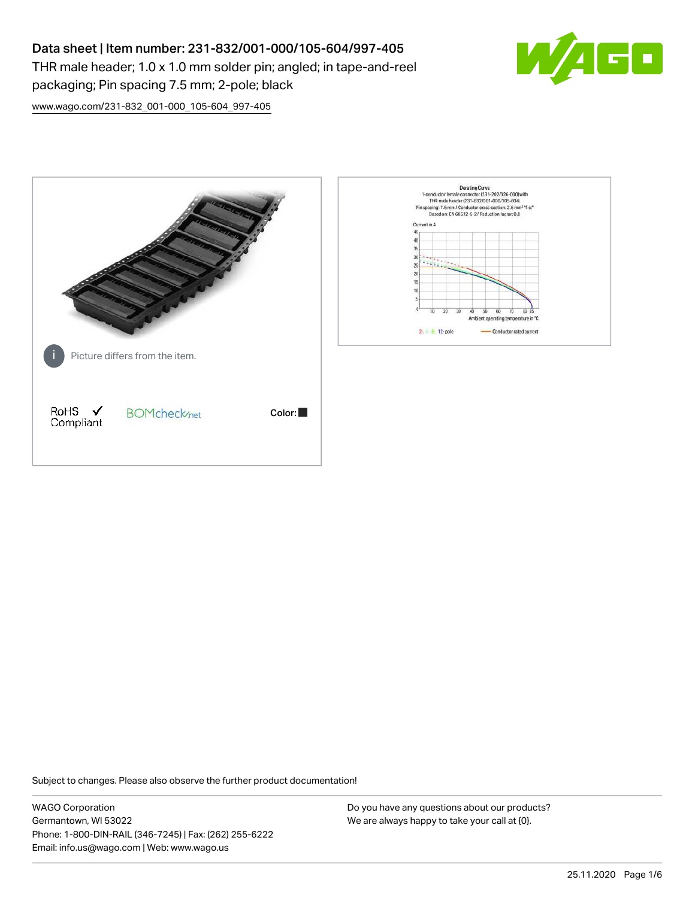# Data sheet | Item number: 231-832/001-000/105-604/997-405

THR male header; 1.0 x 1.0 mm solder pin; angled; in tape-and-reel packaging; Pin spacing 7.5 mm; 2-pole; black

www.wago.com/231-832_001-000_105-604_997-405

Picture differs from the item.

RoHS ✓ Compliant

BOMcheck.net

Color: ■

Derating Curve
1-conductor female connector (231-202/026-000) with THR male header (231-832/001-000/105-604)
Pin spacing: 7.5 mm / Conductor cross-section: 2.5 mm² "f-st"
Based on: EN 60512-5-2 / Reduction factor: 0.8

Current in A

Ambient operating temperature in °C

2-, 4-, 6-, 12-pole — Conductor rated current

Subject to changes. Please also observe the further product documentation!

WAGO Corporation
Germantown, WI 53022
Phone: 1-800-DIN-RAIL (346-7245) | Fax: (262) 255-6222
Email: info.us@wago.com | Web: www.wago.us

Do you have any questions about our products?
We are always happy to take your call at {0}.

25.11.2020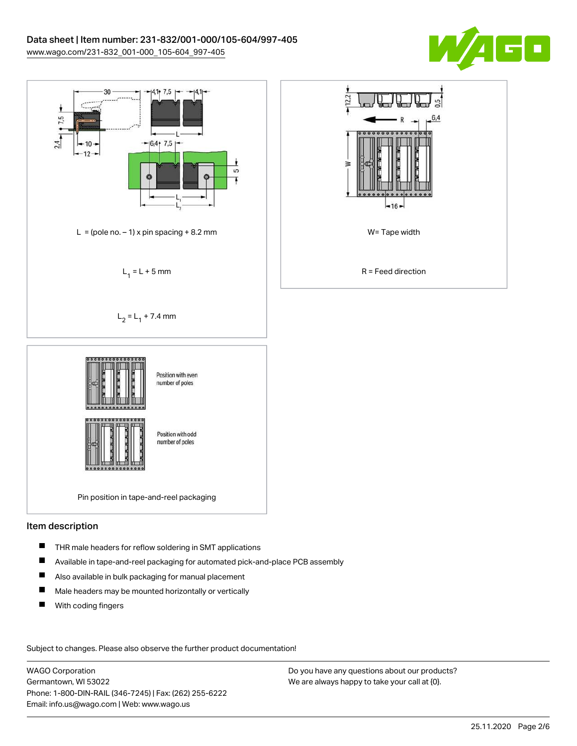L = (pole no. – 1) x pin spacing + 8.2 mm

$L_1$ = L + 5 mm

$L_2$ = $L_1$ + 7.4 mm

W= Tape width

R = Feed direction

Pin position in tape-and-reel packaging

## Item description

- THR male headers for reflow soldering in SMT applications
- Available in tape-and-reel packaging for automated pick-and-place PCB assembly
- Also available in bulk packaging for manual placement
- Male headers may be mounted horizontally or vertically
- With coding fingers

Subject to changes. Please also observe the further product documentation!

WAGO Corporation
Germantown, WI 53022
Phone: 1-800-DIN-RAIL (346-7245) | Fax: (262) 255-6222
Email: info.us@wago.com | Web: www.wago.us

Do you have any questions about our products?
We are always happy to take your call at {0}.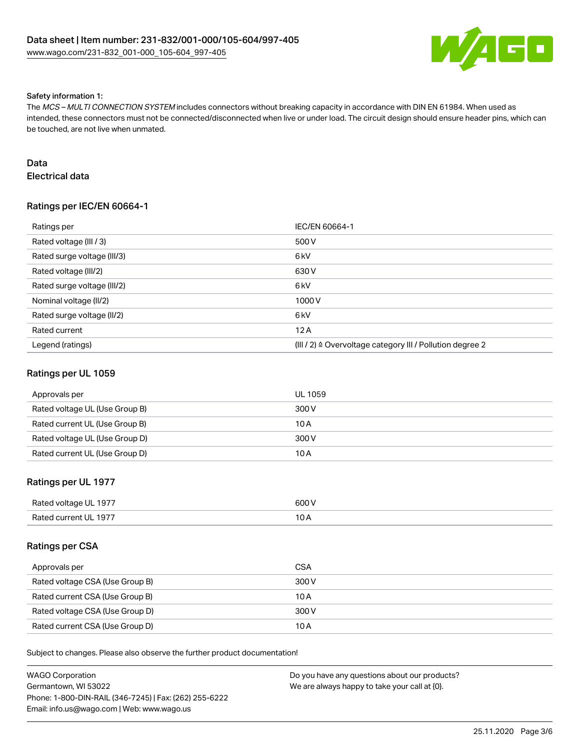Safety information 1:

The *MCS – MULTI CONNECTION SYSTEM* includes connectors without breaking capacity in accordance with DIN EN 61984. When used as intended, these connectors must not be connected/disconnected when live or under load. The circuit design should ensure header pins, which can be touched, are not live when unmated.

## Data

### Electrical data

#### Ratings per IEC/EN 60664-1

| Ratings per | IEC/EN 60664-1 |
| --- | --- |
| Rated voltage (III / 3) | 500 V |
| Rated surge voltage (III/3) | 6 kV |
| Rated voltage (III/2) | 630 V |
| Rated surge voltage (III/2) | 6 kV |
| Nominal voltage (II/2) | 1000 V |
| Rated surge voltage (II/2) | 6 kV |
| Rated current | 12 A |
| Legend (ratings) | (III / 2) ≙ Overvoltage category III / Pollution degree 2 |

#### Ratings per UL 1059

| Approvals per | UL 1059 |
| --- | --- |
| Rated voltage UL (Use Group B) | 300 V |
| Rated current UL (Use Group B) | 10 A |
| Rated voltage UL (Use Group D) | 300 V |
| Rated current UL (Use Group D) | 10 A |

#### Ratings per UL 1977

| Rated voltage UL 1977 | 600 V |
| --- | --- |
| Rated current UL 1977 | 10 A |

#### Ratings per CSA

| Approvals per | CSA |
| --- | --- |
| Rated voltage CSA (Use Group B) | 300 V |
| Rated current CSA (Use Group B) | 10 A |
| Rated voltage CSA (Use Group D) | 300 V |
| Rated current CSA (Use Group D) | 10 A |

Subject to changes. Please also observe the further product documentation!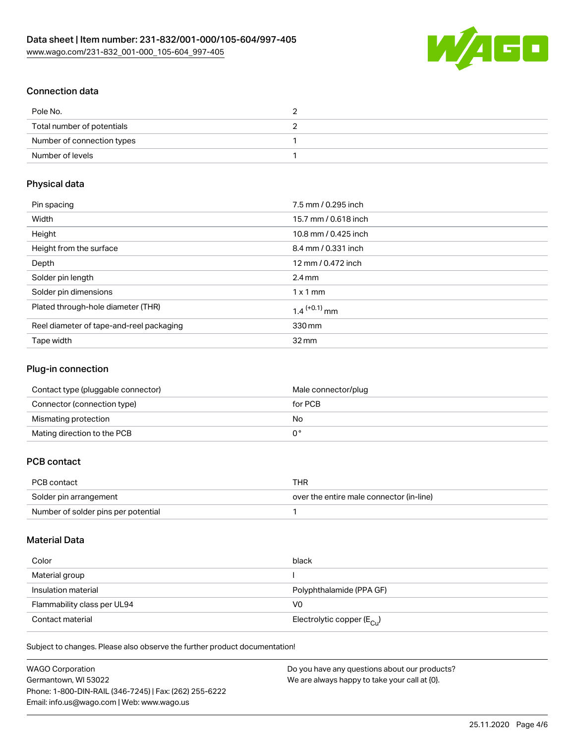## Connection data

| | |
|---|---|
| Pole No. | 2 |
| Total number of potentials | 2 |
| Number of connection types | 1 |
| Number of levels | 1 |

## Physical data

| | |
|---|---|
| Pin spacing | 7.5 mm / 0.295 inch |
| Width | 15.7 mm / 0.618 inch |
| Height | 10.8 mm / 0.425 inch |
| Height from the surface | 8.4 mm / 0.331 inch |
| Depth | 12 mm / 0.472 inch |
| Solder pin length | 2.4 mm |
| Solder pin dimensions | 1 x 1 mm |
| Plated through-hole diameter (THR) | $1.4^{(+0.1)}$ mm |
| Reel diameter of tape-and-reel packaging | 330 mm |
| Tape width | 32 mm |

## Plug-in connection

| | |
|---|---|
| Contact type (pluggable connector) | Male connector/plug |
| Connector (connection type) | for PCB |
| Mismating protection | No |
| Mating direction to the PCB | 0 ° |

## PCB contact

| | |
|---|---|
| PCB contact | THR |
| Solder pin arrangement | over the entire male connector (in-line) |
| Number of solder pins per potential | 1 |

## Material Data

| | |
|---|---|
| Color | black |
| Material group | I |
| Insulation material | Polyphthalamide (PPA GF) |
| Flammability class per UL94 | V0 |
| Contact material | Electrolytic copper ($E_{Cu}$) |

Subject to changes. Please also observe the further product documentation!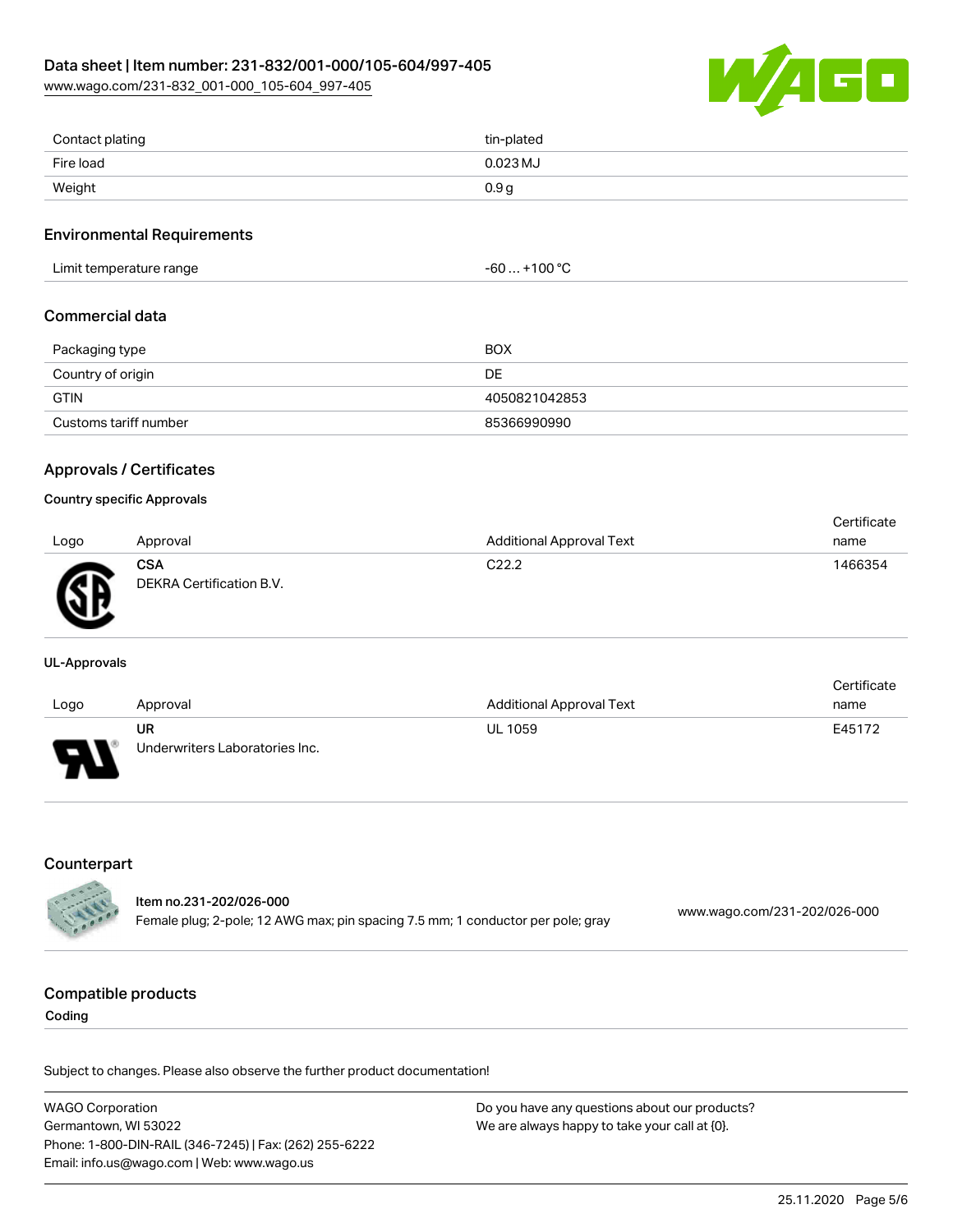| | |
|---|---|
| Contact plating | tin-plated |
| Fire load | 0.023 MJ |
| Weight | 0.9 g |

## Environmental Requirements

| | |
|---|---|
| Limit temperature range | -60 … +100 °C |

## Commercial data

| | |
|---|---|
| Packaging type | BOX |
| Country of origin | DE |
| GTIN | 4050821042853 |
| Customs tariff number | 85366990990 |

## Approvals / Certificates

### Country specific Approvals

| Logo | Approval | Additional Approval Text | Certificate name |
|---|---|---|---|
| | **CSA** DEKRA Certification B.V. | C22.2 | 1466354 |

### UL-Approvals

| Logo | Approval | Additional Approval Text | Certificate name |
|---|---|---|---|
| | **UR** Underwriters Laboratories Inc. | UL 1059 | E45172 |

## Counterpart

| | |
|---|---|
| **Item no.231-202/026-000** Female plug; 2-pole; 12 AWG max; pin spacing 7.5 mm; 1 conductor per pole; gray | www.wago.com/231-202/026-000 |

## Compatible products

### Coding

Subject to changes. Please also observe the further product documentation!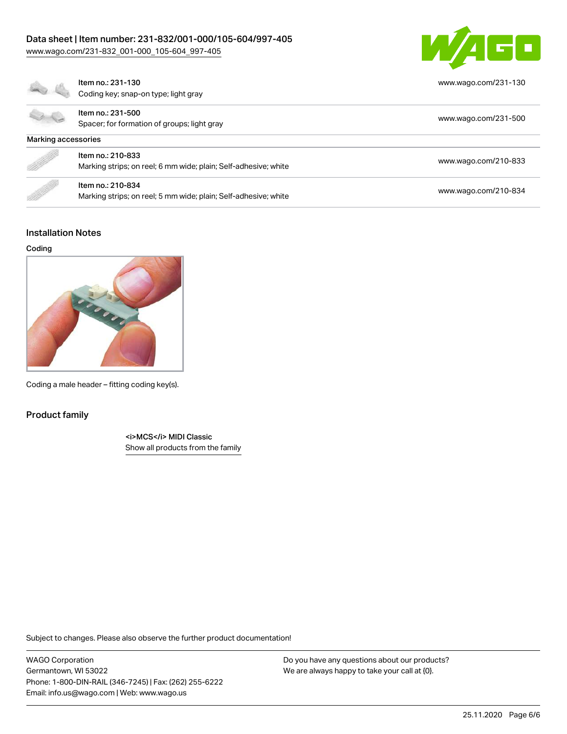| | | |
|---|---|---|
| | Item no.: 231-130<br>Coding key; snap-on type; light gray | www.wago.com/231-130 |
| | Item no.: 231-500<br>Spacer; for formation of groups; light gray | www.wago.com/231-500 |
| Marking accessories | | |
| | Item no.: 210-833<br>Marking strips; on reel; 6 mm wide; plain; Self-adhesive; white | www.wago.com/210-833 |
| | Item no.: 210-834<br>Marking strips; on reel; 5 mm wide; plain; Self-adhesive; white | www.wago.com/210-834 |

## Installation Notes

### Coding

Coding a male header – fitting coding key(s).

## Product family

<i>MCS</i> MIDI Classic
Show all products from the family

Subject to changes. Please also observe the further product documentation!

WAGO Corporation
Germantown, WI 53022
Phone: 1-800-DIN-RAIL (346-7245) | Fax: (262) 255-6222
Email: info.us@wago.com | Web: www.wago.us

Do you have any questions about our products?
We are always happy to take your call at {0}.